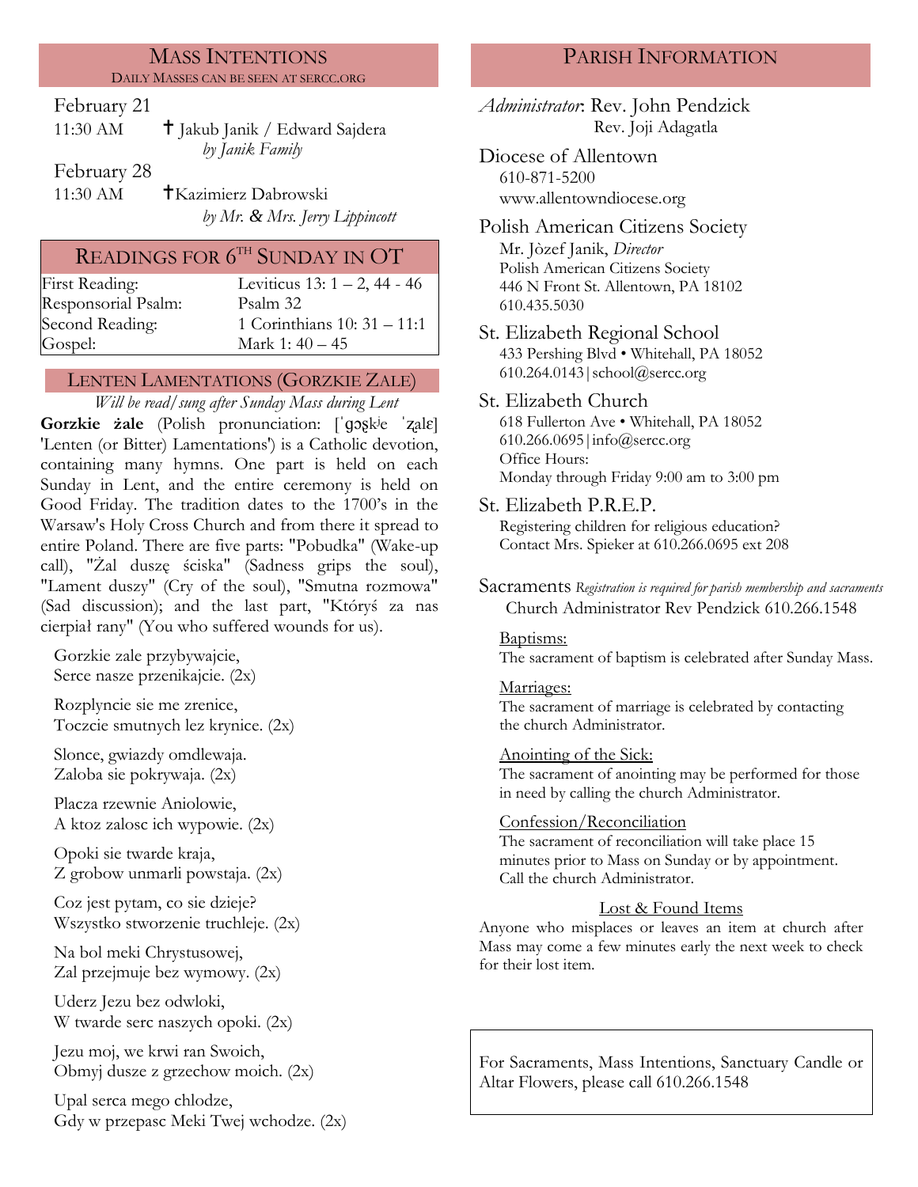## Mass Intentions

Daily Masses can be seen at sercc.org

February 21

11:30 AM ✝ Jakub Janik / Edward Sajdera
*by Janik Family*

February 28

11:30 AM ✝Kazimierz Dabrowski
*by Mr. & Mrs. Jerry Lippincott*

## Readings for 6th Sunday in OT

| | |
|---|---|
| First Reading: | Leviticus 13: 1 – 2, 44 - 46 |
| Responsorial Psalm: | Psalm 32 |
| Second Reading: | 1 Corinthians 10: 31 – 11:1 |
| Gospel: | Mark 1: 40 – 45 |

## Lenten Lamentations (Gorzkie Zale)

*Will be read/sung after Sunday Mass during Lent*

**Gorzkie żale** (Polish pronunciation: [ˈɡɔʂkʲe ˈʐalɛ] 'Lenten (or Bitter) Lamentations') is a Catholic devotion, containing many hymns. One part is held on each Sunday in Lent, and the entire ceremony is held on Good Friday. The tradition dates to the 1700's in the Warsaw's Holy Cross Church and from there it spread to entire Poland. There are five parts: "Pobudka" (Wake-up call), "Żal duszę ściska" (Sadness grips the soul), "Lament duszy" (Cry of the soul), "Smutna rozmowa" (Sad discussion); and the last part, "Któryś za nas cierpiał rany" (You who suffered wounds for us).

Gorzkie zale przybywajcie,
Serce nasze przenikajcie. (2x)

Rozplyncie sie me zrenice,
Toczcie smutnych lez krynice. (2x)

Slonce, gwiazdy omdlewaja.
Zaloba sie pokrywaja. (2x)

Placza rzewnie Aniolowie,
A ktoz zalosc ich wypowie. (2x)

Opoki sie twarde kraja,
Z grobow unmarli powstaja. (2x)

Coz jest pytam, co sie dzieje?
Wszystko stworzenie truchleje. (2x)

Na bol meki Chrystusowej,
Zal przejmuje bez wymowy. (2x)

Uderz Jezu bez odwloki,
W twarde serc naszych opoki. (2x)

Jezu moj, we krwi ran Swoich,
Obmyj dusze z grzechow moich. (2x)

Upal serca mego chlodze,
Gdy w przepasc Meki Twej wchodze. (2x)

## Parish Information

*Administrator*: Rev. John Pendzick
Rev. Joji Adagatla

**Diocese of Allentown**
610-871-5200
www.allentowndiocese.org

**Polish American Citizens Society**
Mr. Jòzef Janik, *Director*
Polish American Citizens Society
446 N Front St. Allentown, PA 18102
610.435.5030

**St. Elizabeth Regional School**
433 Pershing Blvd • Whitehall, PA 18052
610.264.0143|school@sercc.org

**St. Elizabeth Church**
618 Fullerton Ave • Whitehall, PA 18052
610.266.0695|info@sercc.org
Office Hours:
Monday through Friday 9:00 am to 3:00 pm

**St. Elizabeth P.R.E.P.**
Registering children for religious education?
Contact Mrs. Spieker at 610.266.0695 ext 208

**Sacraments** *Registration is required for parish membership and sacraments*
Church Administrator Rev Pendzick 610.266.1548

Baptisms:
The sacrament of baptism is celebrated after Sunday Mass.

Marriages:
The sacrament of marriage is celebrated by contacting the church Administrator.

Anointing of the Sick:
The sacrament of anointing may be performed for those in need by calling the church Administrator.

Confession/Reconciliation
The sacrament of reconciliation will take place 15 minutes prior to Mass on Sunday or by appointment. Call the church Administrator.

**Lost & Found Items**

Anyone who misplaces or leaves an item at church after Mass may come a few minutes early the next week to check for their lost item.

For Sacraments, Mass Intentions, Sanctuary Candle or Altar Flowers, please call 610.266.1548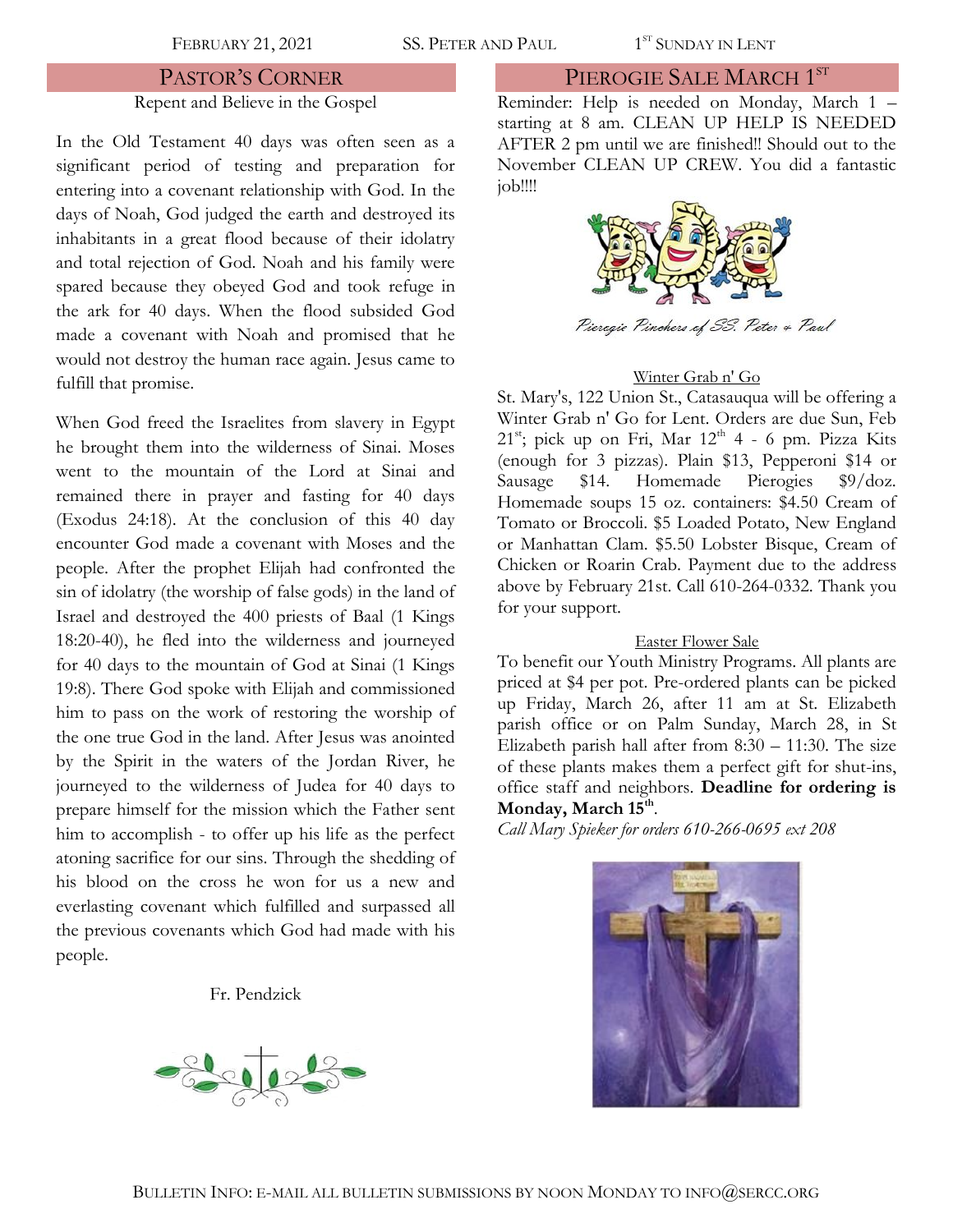## PASTOR'S CORNER

Repent and Believe in the Gospel

In the Old Testament 40 days was often seen as a significant period of testing and preparation for entering into a covenant relationship with God. In the days of Noah, God judged the earth and destroyed its inhabitants in a great flood because of their idolatry and total rejection of God. Noah and his family were spared because they obeyed God and took refuge in the ark for 40 days. When the flood subsided God made a covenant with Noah and promised that he would not destroy the human race again. Jesus came to fulfill that promise.

When God freed the Israelites from slavery in Egypt he brought them into the wilderness of Sinai. Moses went to the mountain of the Lord at Sinai and remained there in prayer and fasting for 40 days (Exodus 24:18). At the conclusion of this 40 day encounter God made a covenant with Moses and the people. After the prophet Elijah had confronted the sin of idolatry (the worship of false gods) in the land of Israel and destroyed the 400 priests of Baal (1 Kings 18:20-40), he fled into the wilderness and journeyed for 40 days to the mountain of God at Sinai (1 Kings 19:8). There God spoke with Elijah and commissioned him to pass on the work of restoring the worship of the one true God in the land. After Jesus was anointed by the Spirit in the waters of the Jordan River, he journeyed to the wilderness of Judea for 40 days to prepare himself for the mission which the Father sent him to accomplish - to offer up his life as the perfect atoning sacrifice for our sins. Through the shedding of his blood on the cross he won for us a new and everlasting covenant which fulfilled and surpassed all the previous covenants which God had made with his people.

Fr. Pendzick

## PIEROGIE SALE MARCH 1ST

Reminder: Help is needed on Monday, March 1 – starting at 8 am. CLEAN UP HELP IS NEEDED AFTER 2 pm until we are finished!! Should out to the November CLEAN UP CREW. You did a fantastic job!!!!

*Pierogie Pinchers of SS. Peter & Paul*

### Winter Grab n' Go

St. Mary's, 122 Union St., Catasauqua will be offering a Winter Grab n' Go for Lent. Orders are due Sun, Feb 21st; pick up on Fri, Mar 12th 4 - 6 pm. Pizza Kits (enough for 3 pizzas). Plain $13, Pepperoni $14 or Sausage $14. Homemade Pierogies $9/doz. Homemade soups 15 oz. containers: $4.50 Cream of Tomato or Broccoli. $5 Loaded Potato, New England or Manhattan Clam. $5.50 Lobster Bisque, Cream of Chicken or Roarin Crab. Payment due to the address above by February 21st. Call 610-264-0332. Thank you for your support.

### Easter Flower Sale

To benefit our Youth Ministry Programs. All plants are priced at $4 per pot. Pre-ordered plants can be picked up Friday, March 26, after 11 am at St. Elizabeth parish office or on Palm Sunday, March 28, in St Elizabeth parish hall after from 8:30 – 11:30. The size of these plants makes them a perfect gift for shut-ins, office staff and neighbors. **Deadline for ordering is Monday, March 15th**.

*Call Mary Spieker for orders 610-266-0695 ext 208*